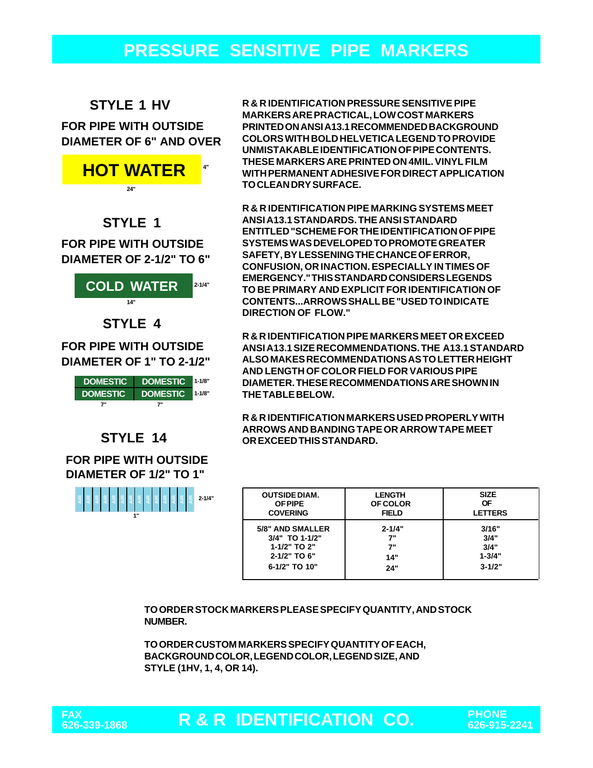# PRESSURE SENSITIVE PIPE MARKERS

## STYLE 1 HV

**FOR PIPE WITH OUTSIDE DIAMETER OF 6" AND OVER**

HOT WATER 4"

24"

## STYLE 1

**FOR PIPE WITH OUTSIDE DIAMETER OF 2-1/2" TO 6"**

COLD WATER 2-1/4"

14"

## STYLE 4

**FOR PIPE WITH OUTSIDE DIAMETER OF 1" TO 2-1/2"**

DOMESTIC DOMESTIC 1-1/8"

DOMESTIC DOMESTIC 1-1/8"

7" 7"

## STYLE 14

**FOR PIPE WITH OUTSIDE DIAMETER OF 1/2" TO 1"**

AIR AIR AIR AIR AIR AIR AIR AIR AIR AIR AIR AIR AIR AIR 2-1/4"

1"

**R & R IDENTIFICATION PRESSURE SENSITIVE PIPE MARKERS ARE PRACTICAL, LOW COST MARKERS PRINTED ON ANSI A13.1 RECOMMENDED BACKGROUND COLORS WITH BOLD HELVETICA LEGEND TO PROVIDE UNMISTAKABLE IDENTIFICATION OF PIPE CONTENTS. THESE MARKERS ARE PRINTED ON 4MIL. VINYL FILM WITH PERMANENT ADHESIVE FOR DIRECT APPLICATION TO CLEAN DRY SURFACE.**

**R & R IDENTIFICATION PIPE MARKING SYSTEMS MEET ANSI A13.1 STANDARDS. THE ANSI STANDARD ENTITLED "SCHEME FOR THE IDENTIFICATION OF PIPE SYSTEMS WAS DEVELOPED TO PROMOTE GREATER SAFETY, BY LESSENING THE CHANCE OF ERROR, CONFUSION, OR INACTION. ESPECIALLY IN TIMES OF EMERGENCY." THIS STANDARD CONSIDERS LEGENDS TO BE PRIMARY AND EXPLICIT FOR IDENTIFICATION OF CONTENTS...ARROWS SHALL BE "USED TO INDICATE DIRECTION OF FLOW."**

**R & R IDENTIFICATION PIPE MARKERS MEET OR EXCEED ANSI A13.1 SIZE RECOMMENDATIONS. THE A13.1 STANDARD ALSO MAKES RECOMMENDATIONS AS TO LETTER HEIGHT AND LENGTH OF COLOR FIELD FOR VARIOUS PIPE DIAMETER. THESE RECOMMENDATIONS ARE SHOWN IN THE TABLE BELOW.**

**R & R IDENTIFICATION MARKERS USED PROPERLY WITH ARROWS AND BANDING TAPE OR ARROW TAPE MEET OR EXCEED THIS STANDARD.**

| OUTSIDE DIAM. OF PIPE COVERING | LENGTH OF COLOR FIELD | SIZE OF LETTERS |
|---|---|---|
| 5/8" AND SMALLER | 2-1/4" | 3/16" |
| 3/4" TO 1-1/2" | 7" | 3/4" |
| 1-1/2" TO 2" | 7" | 3/4" |
| 2-1/2" TO 6" | 14" | 1-3/4" |
| 6-1/2" TO 10" | 24" | 3-1/2" |

**TO ORDER STOCK MARKERS PLEASE SPECIFY QUANTITY, AND STOCK NUMBER.**

**TO ORDER CUSTOM MARKERS SPECIFY QUANTITY OF EACH, BACKGROUND COLOR, LEGEND COLOR, LEGEND SIZE, AND STYLE (1HV, 1, 4, OR 14).**

FAX 626-339-1868 **R & R IDENTIFICATION CO.** PHONE 626-915-2241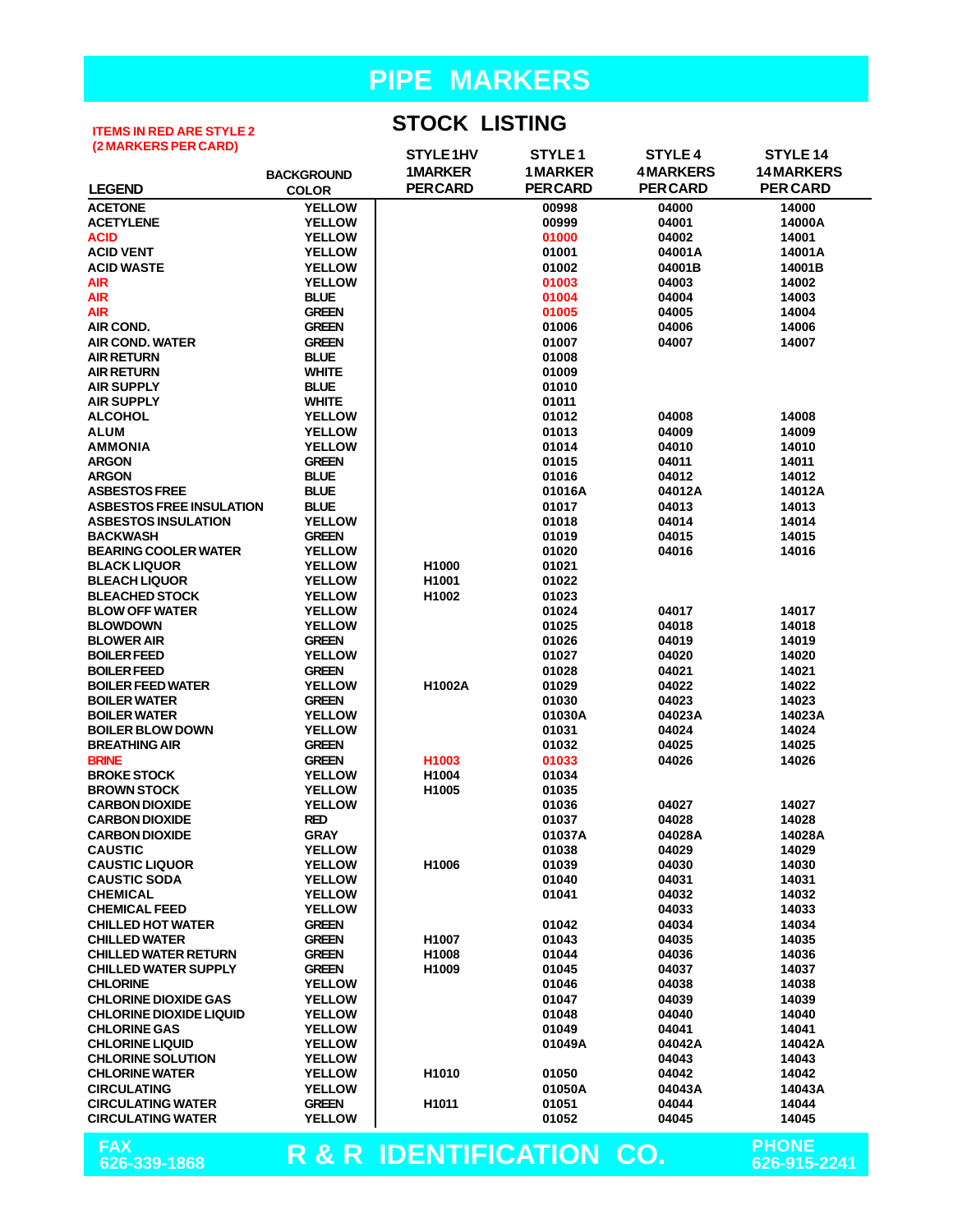# PIPE MARKERS

## STOCK LISTING

ITEMS IN RED ARE STYLE 2 (2 MARKERS PER CARD)

| LEGEND | BACKGROUND COLOR | STYLE 1HV 1MARKER PER CARD | STYLE 1 1 MARKER PER CARD | STYLE 4 4 MARKERS PER CARD | STYLE 14 14 MARKERS PER CARD |
|---|---|---|---|---|---|
| ACETONE | YELLOW | | 00998 | 04000 | 14000 |
| ACETYLENE | YELLOW | | 00999 | 04001 | 14000A |
| ACID | YELLOW | | 01000 | 04002 | 14001 |
| ACID VENT | YELLOW | | 01001 | 04001A | 14001A |
| ACID WASTE | YELLOW | | 01002 | 04001B | 14001B |
| AIR | YELLOW | | 01003 | 04003 | 14002 |
| AIR | BLUE | | 01004 | 04004 | 14003 |
| AIR | GREEN | | 01005 | 04005 | 14004 |
| AIR COND. | GREEN | | 01006 | 04006 | 14006 |
| AIR COND. WATER | GREEN | | 01007 | 04007 | 14007 |
| AIR RETURN | BLUE | | 01008 | | |
| AIR RETURN | WHITE | | 01009 | | |
| AIR SUPPLY | BLUE | | 01010 | | |
| AIR SUPPLY | WHITE | | 01011 | | |
| ALCOHOL | YELLOW | | 01012 | 04008 | 14008 |
| ALUM | YELLOW | | 01013 | 04009 | 14009 |
| AMMONIA | YELLOW | | 01014 | 04010 | 14010 |
| ARGON | GREEN | | 01015 | 04011 | 14011 |
| ARGON | BLUE | | 01016 | 04012 | 14012 |
| ASBESTOS FREE | BLUE | | 01016A | 04012A | 14012A |
| ASBESTOS FREE INSULATION | BLUE | | 01017 | 04013 | 14013 |
| ASBESTOS INSULATION | YELLOW | | 01018 | 04014 | 14014 |
| BACKWASH | GREEN | | 01019 | 04015 | 14015 |
| BEARING COOLER WATER | YELLOW | | 01020 | 04016 | 14016 |
| BLACK LIQUOR | YELLOW | H1000 | 01021 | | |
| BLEACH LIQUOR | YELLOW | H1001 | 01022 | | |
| BLEACHED STOCK | YELLOW | H1002 | 01023 | | |
| BLOW OFF WATER | YELLOW | | 01024 | 04017 | 14017 |
| BLOWDOWN | YELLOW | | 01025 | 04018 | 14018 |
| BLOWER AIR | GREEN | | 01026 | 04019 | 14019 |
| BOILER FEED | YELLOW | | 01027 | 04020 | 14020 |
| BOILER FEED | GREEN | | 01028 | 04021 | 14021 |
| BOILER FEED WATER | YELLOW | H1002A | 01029 | 04022 | 14022 |
| BOILER WATER | GREEN | | 01030 | 04023 | 14023 |
| BOILER WATER | YELLOW | | 01030A | 04023A | 14023A |
| BOILER BLOW DOWN | YELLOW | | 01031 | 04024 | 14024 |
| BREATHING AIR | GREEN | | 01032 | 04025 | 14025 |
| BRINE | GREEN | H1003 | 01033 | 04026 | 14026 |
| BROKE STOCK | YELLOW | H1004 | 01034 | | |
| BROWN STOCK | YELLOW | H1005 | 01035 | | |
| CARBON DIOXIDE | YELLOW | | 01036 | 04027 | 14027 |
| CARBON DIOXIDE | RED | | 01037 | 04028 | 14028 |
| CARBON DIOXIDE | GRAY | | 01037A | 04028A | 14028A |
| CAUSTIC | YELLOW | | 01038 | 04029 | 14029 |
| CAUSTIC LIQUOR | YELLOW | H1006 | 01039 | 04030 | 14030 |
| CAUSTIC SODA | YELLOW | | 01040 | 04031 | 14031 |
| CHEMICAL | YELLOW | | 01041 | 04032 | 14032 |
| CHEMICAL FEED | YELLOW | | | 04033 | 14033 |
| CHILLED HOT WATER | GREEN | | 01042 | 04034 | 14034 |
| CHILLED WATER | GREEN | H1007 | 01043 | 04035 | 14035 |
| CHILLED WATER RETURN | GREEN | H1008 | 01044 | 04036 | 14036 |
| CHILLED WATER SUPPLY | GREEN | H1009 | 01045 | 04037 | 14037 |
| CHLORINE | YELLOW | | 01046 | 04038 | 14038 |
| CHLORINE DIOXIDE GAS | YELLOW | | 01047 | 04039 | 14039 |
| CHLORINE DIOXIDE LIQUID | YELLOW | | 01048 | 04040 | 14040 |
| CHLORINE GAS | YELLOW | | 01049 | 04041 | 14041 |
| CHLORINE LIQUID | YELLOW | | 01049A | 04042A | 14042A |
| CHLORINE SOLUTION | YELLOW | | | 04043 | 14043 |
| CHLORINE WATER | YELLOW | H1010 | 01050 | 04042 | 14042 |
| CIRCULATING | YELLOW | | 01050A | 04043A | 14043A |
| CIRCULATING WATER | GREEN | H1011 | 01051 | 04044 | 14044 |
| CIRCULATING WATER | YELLOW | | 01052 | 04045 | 14045 |

FAX 626-339-1868 **R & R IDENTIFICATION CO.** PHONE 626-915-2241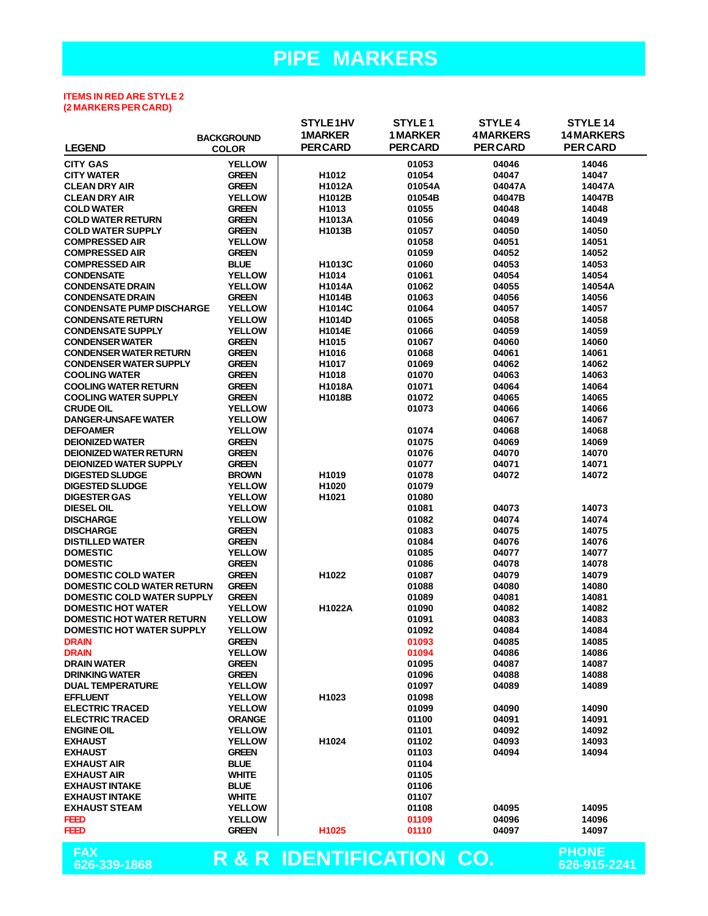# PIPE MARKERS

**ITEMS IN RED ARE STYLE 2 (2 MARKERS PER CARD)**

| LEGEND | BACKGROUND COLOR | STYLE 1HV 1MARKER PER CARD | STYLE 1 1 MARKER PER CARD | STYLE 4 4 MARKERS PER CARD | STYLE 14 14 MARKERS PER CARD |
|---|---|---|---|---|---|
| CITY GAS | YELLOW | | 01053 | 04046 | 14046 |
| CITY WATER | GREEN | H1012 | 01054 | 04047 | 14047 |
| CLEAN DRY AIR | GREEN | H1012A | 01054A | 04047A | 14047A |
| CLEAN DRY AIR | YELLOW | H1012B | 01054B | 04047B | 14047B |
| COLD WATER | GREEN | H1013 | 01055 | 04048 | 14048 |
| COLD WATER RETURN | GREEN | H1013A | 01056 | 04049 | 14049 |
| COLD WATER SUPPLY | GREEN | H1013B | 01057 | 04050 | 14050 |
| COMPRESSED AIR | YELLOW | | 01058 | 04051 | 14051 |
| COMPRESSED AIR | GREEN | | 01059 | 04052 | 14052 |
| COMPRESSED AIR | BLUE | H1013C | 01060 | 04053 | 14053 |
| CONDENSATE | YELLOW | H1014 | 01061 | 04054 | 14054 |
| CONDENSATE DRAIN | YELLOW | H1014A | 01062 | 04055 | 14054A |
| CONDENSATE DRAIN | GREEN | H1014B | 01063 | 04056 | 14056 |
| CONDENSATE PUMP DISCHARGE | YELLOW | H1014C | 01064 | 04057 | 14057 |
| CONDENSATE RETURN | YELLOW | H1014D | 01065 | 04058 | 14058 |
| CONDENSATE SUPPLY | YELLOW | H1014E | 01066 | 04059 | 14059 |
| CONDENSER WATER | GREEN | H1015 | 01067 | 04060 | 14060 |
| CONDENSER WATER RETURN | GREEN | H1016 | 01068 | 04061 | 14061 |
| CONDENSER WATER SUPPLY | GREEN | H1017 | 01069 | 04062 | 14062 |
| COOLING WATER | GREEN | H1018 | 01070 | 04063 | 14063 |
| COOLING WATER RETURN | GREEN | H1018A | 01071 | 04064 | 14064 |
| COOLING WATER SUPPLY | GREEN | H1018B | 01072 | 04065 | 14065 |
| CRUDE OIL | YELLOW | | 01073 | 04066 | 14066 |
| DANGER-UNSAFE WATER | YELLOW | | | 04067 | 14067 |
| DEFOAMER | YELLOW | | 01074 | 04068 | 14068 |
| DEIONIZED WATER | GREEN | | 01075 | 04069 | 14069 |
| DEIONIZED WATER RETURN | GREEN | | 01076 | 04070 | 14070 |
| DEIONIZED WATER SUPPLY | GREEN | | 01077 | 04071 | 14071 |
| DIGESTED SLUDGE | BROWN | H1019 | 01078 | 04072 | 14072 |
| DIGESTED SLUDGE | YELLOW | H1020 | 01079 | | |
| DIGESTER GAS | YELLOW | H1021 | 01080 | | |
| DIESEL OIL | YELLOW | | 01081 | 04073 | 14073 |
| DISCHARGE | YELLOW | | 01082 | 04074 | 14074 |
| DISCHARGE | GREEN | | 01083 | 04075 | 14075 |
| DISTILLED WATER | GREEN | | 01084 | 04076 | 14076 |
| DOMESTIC | YELLOW | | 01085 | 04077 | 14077 |
| DOMESTIC | GREEN | | 01086 | 04078 | 14078 |
| DOMESTIC COLD WATER | GREEN | H1022 | 01087 | 04079 | 14079 |
| DOMESTIC COLD WATER RETURN | GREEN | | 01088 | 04080 | 14080 |
| DOMESTIC COLD WATER SUPPLY | GREEN | | 01089 | 04081 | 14081 |
| DOMESTIC HOT WATER | YELLOW | H1022A | 01090 | 04082 | 14082 |
| DOMESTIC HOT WATER RETURN | YELLOW | | 01091 | 04083 | 14083 |
| DOMESTIC HOT WATER SUPPLY | YELLOW | | 01092 | 04084 | 14084 |
| DRAIN | GREEN | | 01093 | 04085 | 14085 |
| DRAIN | YELLOW | | 01094 | 04086 | 14086 |
| DRAIN WATER | GREEN | | 01095 | 04087 | 14087 |
| DRINKING WATER | GREEN | | 01096 | 04088 | 14088 |
| DUAL TEMPERATURE | YELLOW | | 01097 | 04089 | 14089 |
| EFFLUENT | YELLOW | H1023 | 01098 | | |
| ELECTRIC TRACED | YELLOW | | 01099 | 04090 | 14090 |
| ELECTRIC TRACED | ORANGE | | 01100 | 04091 | 14091 |
| ENGINE OIL | YELLOW | | 01101 | 04092 | 14092 |
| EXHAUST | YELLOW | H1024 | 01102 | 04093 | 14093 |
| EXHAUST | GREEN | | 01103 | 04094 | 14094 |
| EXHAUST AIR | BLUE | | 01104 | | |
| EXHAUST AIR | WHITE | | 01105 | | |
| EXHAUST INTAKE | BLUE | | 01106 | | |
| EXHAUST INTAKE | WHITE | | 01107 | | |
| EXHAUST STEAM | YELLOW | | 01108 | 04095 | 14095 |
| FEED | YELLOW | | 01109 | 04096 | 14096 |
| FEED | GREEN | H1025 | 01110 | 04097 | 14097 |

FAX 626-339-1868 **R & R IDENTIFICATION CO.** PHONE 626-915-2241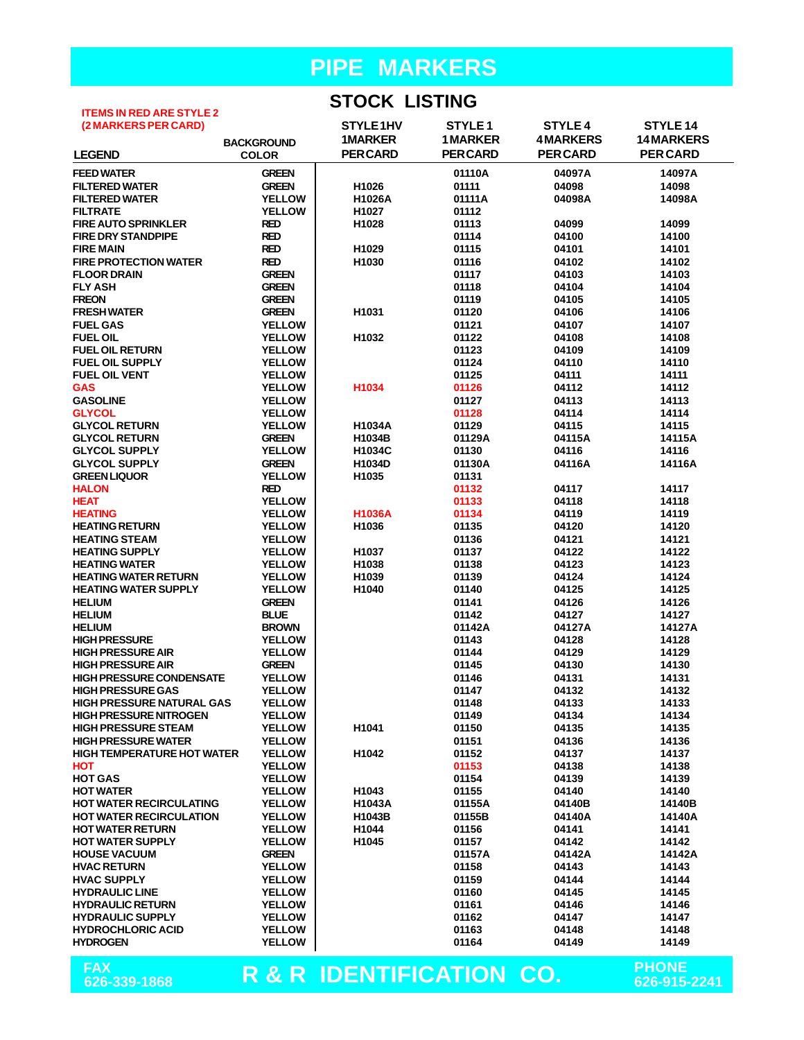# PIPE MARKERS

## STOCK LISTING

ITEMS IN RED ARE STYLE 2 (2 MARKERS PER CARD)

| LEGEND | BACKGROUND COLOR | STYLE 1HV 1MARKER PERCARD | STYLE 1 1MARKER PERCARD | STYLE 4 4MARKERS PERCARD | STYLE 14 14MARKERS PERCARD |
|---|---|---|---|---|---|
| FEED WATER | GREEN | | 01110A | 04097A | 14097A |
| FILTERED WATER | GREEN | H1026 | 01111 | 04098 | 14098 |
| FILTERED WATER | YELLOW | H1026A | 01111A | 04098A | 14098A |
| FILTRATE | YELLOW | H1027 | 01112 | | |
| FIRE AUTO SPRINKLER | RED | H1028 | 01113 | 04099 | 14099 |
| FIRE DRY STANDPIPE | RED | | 01114 | 04100 | 14100 |
| FIRE MAIN | RED | H1029 | 01115 | 04101 | 14101 |
| FIRE PROTECTION WATER | RED | H1030 | 01116 | 04102 | 14102 |
| FLOOR DRAIN | GREEN | | 01117 | 04103 | 14103 |
| FLY ASH | GREEN | | 01118 | 04104 | 14104 |
| FREON | GREEN | | 01119 | 04105 | 14105 |
| FRESH WATER | GREEN | H1031 | 01120 | 04106 | 14106 |
| FUEL GAS | YELLOW | | 01121 | 04107 | 14107 |
| FUEL OIL | YELLOW | H1032 | 01122 | 04108 | 14108 |
| FUEL OIL RETURN | YELLOW | | 01123 | 04109 | 14109 |
| FUEL OIL SUPPLY | YELLOW | | 01124 | 04110 | 14110 |
| FUEL OIL VENT | YELLOW | | 01125 | 04111 | 14111 |
| GAS | YELLOW | H1034 | 01126 | 04112 | 14112 |
| GASOLINE | YELLOW | | 01127 | 04113 | 14113 |
| GLYCOL | YELLOW | | 01128 | 04114 | 14114 |
| GLYCOL RETURN | YELLOW | H1034A | 01129 | 04115 | 14115 |
| GLYCOL RETURN | GREEN | H1034B | 01129A | 04115A | 14115A |
| GLYCOL SUPPLY | YELLOW | H1034C | 01130 | 04116 | 14116 |
| GLYCOL SUPPLY | GREEN | H1034D | 01130A | 04116A | 14116A |
| GREEN LIQUOR | YELLOW | H1035 | 01131 | | |
| HALON | RED | | 01132 | 04117 | 14117 |
| HEAT | YELLOW | | 01133 | 04118 | 14118 |
| HEATING | YELLOW | H1036A | 01134 | 04119 | 14119 |
| HEATING RETURN | YELLOW | H1036 | 01135 | 04120 | 14120 |
| HEATING STEAM | YELLOW | | 01136 | 04121 | 14121 |
| HEATING SUPPLY | YELLOW | H1037 | 01137 | 04122 | 14122 |
| HEATING WATER | YELLOW | H1038 | 01138 | 04123 | 14123 |
| HEATING WATER RETURN | YELLOW | H1039 | 01139 | 04124 | 14124 |
| HEATING WATER SUPPLY | YELLOW | H1040 | 01140 | 04125 | 14125 |
| HELIUM | GREEN | | 01141 | 04126 | 14126 |
| HELIUM | BLUE | | 01142 | 04127 | 14127 |
| HELIUM | BROWN | | 01142A | 04127A | 14127A |
| HIGH PRESSURE | YELLOW | | 01143 | 04128 | 14128 |
| HIGH PRESSURE AIR | YELLOW | | 01144 | 04129 | 14129 |
| HIGH PRESSURE AIR | GREEN | | 01145 | 04130 | 14130 |
| HIGH PRESSURE CONDENSATE | YELLOW | | 01146 | 04131 | 14131 |
| HIGH PRESSURE GAS | YELLOW | | 01147 | 04132 | 14132 |
| HIGH PRESSURE NATURAL GAS | YELLOW | | 01148 | 04133 | 14133 |
| HIGH PRESSURE NITROGEN | YELLOW | | 01149 | 04134 | 14134 |
| HIGH PRESSURE STEAM | YELLOW | H1041 | 01150 | 04135 | 14135 |
| HIGH PRESSURE WATER | YELLOW | | 01151 | 04136 | 14136 |
| HIGH TEMPERATURE HOT WATER | YELLOW | H1042 | 01152 | 04137 | 14137 |
| HOT | YELLOW | | 01153 | 04138 | 14138 |
| HOT GAS | YELLOW | | 01154 | 04139 | 14139 |
| HOT WATER | YELLOW | H1043 | 01155 | 04140 | 14140 |
| HOT WATER RECIRCULATING | YELLOW | H1043A | 01155A | 04140B | 14140B |
| HOT WATER RECIRCULATION | YELLOW | H1043B | 01155B | 04140A | 14140A |
| HOT WATER RETURN | YELLOW | H1044 | 01156 | 04141 | 14141 |
| HOT WATER SUPPLY | YELLOW | H1045 | 01157 | 04142 | 14142 |
| HOUSE VACUUM | GREEN | | 01157A | 04142A | 14142A |
| HVAC RETURN | YELLOW | | 01158 | 04143 | 14143 |
| HVAC SUPPLY | YELLOW | | 01159 | 04144 | 14144 |
| HYDRAULIC LINE | YELLOW | | 01160 | 04145 | 14145 |
| HYDRAULIC RETURN | YELLOW | | 01161 | 04146 | 14146 |
| HYDRAULIC SUPPLY | YELLOW | | 01162 | 04147 | 14147 |
| HYDROCHLORIC ACID | YELLOW | | 01163 | 04148 | 14148 |
| HYDROGEN | YELLOW | | 01164 | 04149 | 14149 |

FAX 626-339-1868 **R & R IDENTIFICATION CO.** PHONE 626-915-2241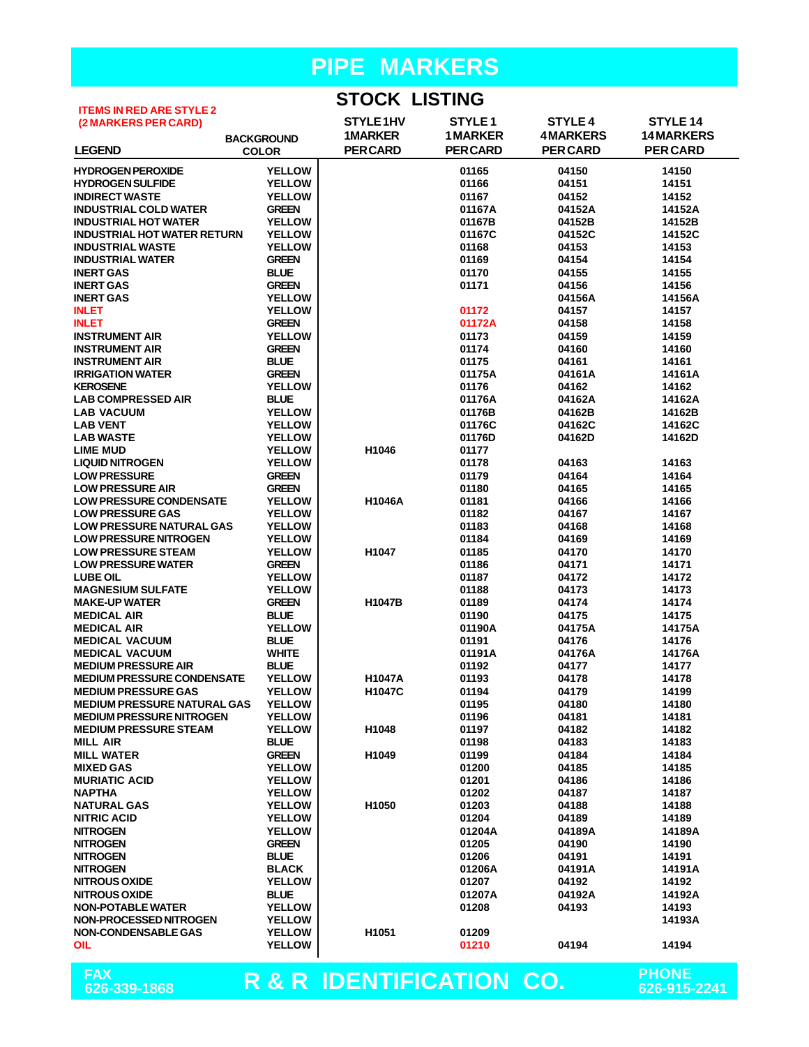# PIPE MARKERS

## STOCK LISTING

ITEMS IN RED ARE STYLE 2 (2 MARKERS PER CARD)

| LEGEND | BACKGROUND COLOR | STYLE 1HV 1MARKER PER CARD | STYLE 1 1MARKER PER CARD | STYLE 4 4MARKERS PER CARD | STYLE 14 14MARKERS PER CARD |
|---|---|---|---|---|---|
| HYDROGEN PEROXIDE | YELLOW | | 01165 | 04150 | 14150 |
| HYDROGEN SULFIDE | YELLOW | | 01166 | 04151 | 14151 |
| INDIRECT WASTE | YELLOW | | 01167 | 04152 | 14152 |
| INDUSTRIAL COLD WATER | GREEN | | 01167A | 04152A | 14152A |
| INDUSTRIAL HOT WATER | YELLOW | | 01167B | 04152B | 14152B |
| INDUSTRIAL HOT WATER RETURN | YELLOW | | 01167C | 04152C | 14152C |
| INDUSTRIAL WASTE | YELLOW | | 01168 | 04153 | 14153 |
| INDUSTRIAL WATER | GREEN | | 01169 | 04154 | 14154 |
| INERT GAS | BLUE | | 01170 | 04155 | 14155 |
| INERT GAS | GREEN | | 01171 | 04156 | 14156 |
| INERT GAS | YELLOW | | | 04156A | 14156A |
| INLET | YELLOW | | 01172 | 04157 | 14157 |
| INLET | GREEN | | 01172A | 04158 | 14158 |
| INSTRUMENT AIR | YELLOW | | 01173 | 04159 | 14159 |
| INSTRUMENT AIR | GREEN | | 01174 | 04160 | 14160 |
| INSTRUMENT AIR | BLUE | | 01175 | 04161 | 14161 |
| IRRIGATION WATER | GREEN | | 01175A | 04161A | 14161A |
| KEROSENE | YELLOW | | 01176 | 04162 | 14162 |
| LAB COMPRESSED AIR | BLUE | | 01176A | 04162A | 14162A |
| LAB VACUUM | YELLOW | | 01176B | 04162B | 14162B |
| LAB VENT | YELLOW | | 01176C | 04162C | 14162C |
| LAB WASTE | YELLOW | | 01176D | 04162D | 14162D |
| LIME MUD | YELLOW | H1046 | 01177 | | |
| LIQUID NITROGEN | YELLOW | | 01178 | 04163 | 14163 |
| LOW PRESSURE | GREEN | | 01179 | 04164 | 14164 |
| LOW PRESSURE AIR | GREEN | | 01180 | 04165 | 14165 |
| LOW PRESSURE CONDENSATE | YELLOW | H1046A | 01181 | 04166 | 14166 |
| LOW PRESSURE GAS | YELLOW | | 01182 | 04167 | 14167 |
| LOW PRESSURE NATURAL GAS | YELLOW | | 01183 | 04168 | 14168 |
| LOW PRESSURE NITROGEN | YELLOW | | 01184 | 04169 | 14169 |
| LOW PRESSURE STEAM | YELLOW | H1047 | 01185 | 04170 | 14170 |
| LOW PRESSURE WATER | GREEN | | 01186 | 04171 | 14171 |
| LUBE OIL | YELLOW | | 01187 | 04172 | 14172 |
| MAGNESIUM SULFATE | YELLOW | | 01188 | 04173 | 14173 |
| MAKE-UP WATER | GREEN | H1047B | 01189 | 04174 | 14174 |
| MEDICAL AIR | BLUE | | 01190 | 04175 | 14175 |
| MEDICAL AIR | YELLOW | | 01190A | 04175A | 14175A |
| MEDICAL VACUUM | BLUE | | 01191 | 04176 | 14176 |
| MEDICAL VACUUM | WHITE | | 01191A | 04176A | 14176A |
| MEDIUM PRESSURE AIR | BLUE | | 01192 | 04177 | 14177 |
| MEDIUM PRESSURE CONDENSATE | YELLOW | H1047A | 01193 | 04178 | 14178 |
| MEDIUM PRESSURE GAS | YELLOW | H1047C | 01194 | 04179 | 14199 |
| MEDIUM PRESSURE NATURAL GAS | YELLOW | | 01195 | 04180 | 14180 |
| MEDIUM PRESSURE NITROGEN | YELLOW | | 01196 | 04181 | 14181 |
| MEDIUM PRESSURE STEAM | YELLOW | H1048 | 01197 | 04182 | 14182 |
| MILL AIR | BLUE | | 01198 | 04183 | 14183 |
| MILL WATER | GREEN | H1049 | 01199 | 04184 | 14184 |
| MIXED GAS | YELLOW | | 01200 | 04185 | 14185 |
| MURIATIC ACID | YELLOW | | 01201 | 04186 | 14186 |
| NAPTHA | YELLOW | | 01202 | 04187 | 14187 |
| NATURAL GAS | YELLOW | H1050 | 01203 | 04188 | 14188 |
| NITRIC ACID | YELLOW | | 01204 | 04189 | 14189 |
| NITROGEN | YELLOW | | 01204A | 04189A | 14189A |
| NITROGEN | GREEN | | 01205 | 04190 | 14190 |
| NITROGEN | BLUE | | 01206 | 04191 | 14191 |
| NITROGEN | BLACK | | 01206A | 04191A | 14191A |
| NITROUS OXIDE | YELLOW | | 01207 | 04192 | 14192 |
| NITROUS OXIDE | BLUE | | 01207A | 04192A | 14192A |
| NON-POTABLE WATER | YELLOW | | 01208 | 04193 | 14193 |
| NON-PROCESSED NITROGEN | YELLOW | | | | 14193A |
| NON-CONDENSABLE GAS | YELLOW | H1051 | 01209 | | |
| OIL | YELLOW | | 01210 | 04194 | 14194 |

FAX 626-339-1868 | **R & R IDENTIFICATION CO.** | PHONE 626-915-2241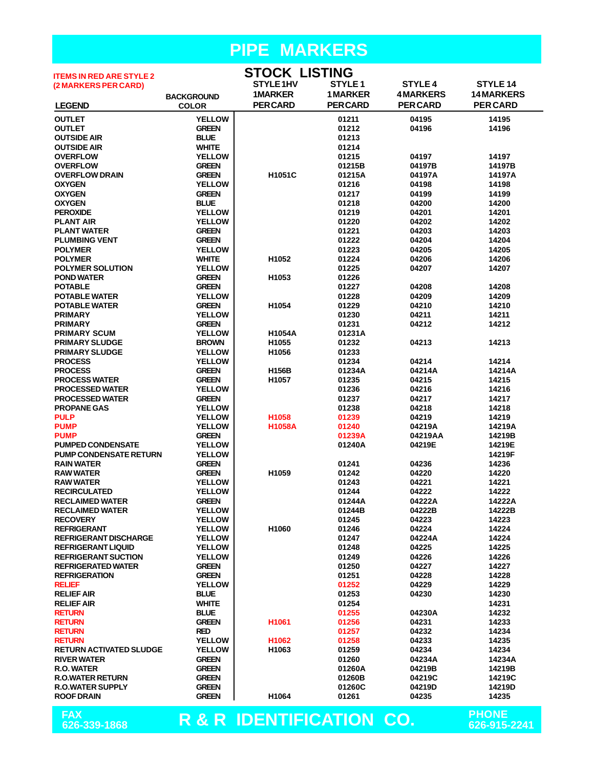# PIPE MARKERS

## STOCK LISTING

ITEMS IN RED ARE STYLE 2 (2 MARKERS PER CARD)

| LEGEND | BACKGROUND COLOR | STYLE 1HV 1MARKER PER CARD | STYLE 1 1 MARKER PER CARD | STYLE 4 4 MARKERS PER CARD | STYLE 14 14 MARKERS PER CARD |
|---|---|---|---|---|---|
| OUTLET | YELLOW | | 01211 | 04195 | 14195 |
| OUTLET | GREEN | | 01212 | 04196 | 14196 |
| OUTSIDE AIR | BLUE | | 01213 | | |
| OUTSIDE AIR | WHITE | | 01214 | | |
| OVERFLOW | YELLOW | | 01215 | 04197 | 14197 |
| OVERFLOW | GREEN | | 01215B | 04197B | 14197B |
| OVERFLOW DRAIN | GREEN | H1051C | 01215A | 04197A | 14197A |
| OXYGEN | YELLOW | | 01216 | 04198 | 14198 |
| OXYGEN | GREEN | | 01217 | 04199 | 14199 |
| OXYGEN | BLUE | | 01218 | 04200 | 14200 |
| PEROXIDE | YELLOW | | 01219 | 04201 | 14201 |
| PLANT AIR | YELLOW | | 01220 | 04202 | 14202 |
| PLANT WATER | GREEN | | 01221 | 04203 | 14203 |
| PLUMBING VENT | GREEN | | 01222 | 04204 | 14204 |
| POLYMER | YELLOW | | 01223 | 04205 | 14205 |
| POLYMER | WHITE | H1052 | 01224 | 04206 | 14206 |
| POLYMER SOLUTION | YELLOW | | 01225 | 04207 | 14207 |
| POND WATER | GREEN | H1053 | 01226 | | |
| POTABLE | GREEN | | 01227 | 04208 | 14208 |
| POTABLE WATER | YELLOW | | 01228 | 04209 | 14209 |
| POTABLE WATER | GREEN | H1054 | 01229 | 04210 | 14210 |
| PRIMARY | YELLOW | | 01230 | 04211 | 14211 |
| PRIMARY | GREEN | | 01231 | 04212 | 14212 |
| PRIMARY SCUM | YELLOW | H1054A | 01231A | | |
| PRIMARY SLUDGE | BROWN | H1055 | 01232 | 04213 | 14213 |
| PRIMARY SLUDGE | YELLOW | H1056 | 01233 | | |
| PROCESS | YELLOW | | 01234 | 04214 | 14214 |
| PROCESS | GREEN | H156B | 01234A | 04214A | 14214A |
| PROCESS WATER | GREEN | H1057 | 01235 | 04215 | 14215 |
| PROCESSED WATER | YELLOW | | 01236 | 04216 | 14216 |
| PROCESSED WATER | GREEN | | 01237 | 04217 | 14217 |
| PROPANE GAS | YELLOW | | 01238 | 04218 | 14218 |
| PULP | YELLOW | H1058 | 01239 | 04219 | 14219 |
| PUMP | YELLOW | H1058A | 01240 | 04219A | 14219A |
| PUMP | GREEN | | 01239A | 04219AA | 14219B |
| PUMPED CONDENSATE | YELLOW | | 01240A | 04219E | 14219E |
| PUMP CONDENSATE RETURN | YELLOW | | | | 14219F |
| RAIN WATER | GREEN | | 01241 | 04236 | 14236 |
| RAW WATER | GREEN | H1059 | 01242 | 04220 | 14220 |
| RAW WATER | YELLOW | | 01243 | 04221 | 14221 |
| RECIRCULATED | YELLOW | | 01244 | 04222 | 14222 |
| RECLAIMED WATER | GREEN | | 01244A | 04222A | 14222A |
| RECLAIMED WATER | YELLOW | | 01244B | 04222B | 14222B |
| RECOVERY | YELLOW | | 01245 | 04223 | 14223 |
| REFRIGERANT | YELLOW | H1060 | 01246 | 04224 | 14224 |
| REFRIGERANT DISCHARGE | YELLOW | | 01247 | 04224A | 14224 |
| REFRIGERANT LIQUID | YELLOW | | 01248 | 04225 | 14225 |
| REFRIGERANT SUCTION | YELLOW | | 01249 | 04226 | 14226 |
| REFRIGERATED WATER | GREEN | | 01250 | 04227 | 14227 |
| REFRIGERATION | GREEN | | 01251 | 04228 | 14228 |
| RELIEF | YELLOW | | 01252 | 04229 | 14229 |
| RELIEF AIR | BLUE | | 01253 | 04230 | 14230 |
| RELIEF AIR | WHITE | | 01254 | | 14231 |
| RETURN | BLUE | | 01255 | 04230A | 14232 |
| RETURN | GREEN | H1061 | 01256 | 04231 | 14233 |
| RETURN | RED | | 01257 | 04232 | 14234 |
| RETURN | YELLOW | H1062 | 01258 | 04233 | 14235 |
| RETURN ACTIVATED SLUDGE | YELLOW | H1063 | 01259 | 04234 | 14234 |
| RIVER WATER | GREEN | | 01260 | 04234A | 14234A |
| R.O. WATER | GREEN | | 01260A | 04219B | 14219B |
| R.O.WATER RETURN | GREEN | | 01260B | 04219C | 14219C |
| R.O.WATER SUPPLY | GREEN | | 01260C | 04219D | 14219D |
| ROOF DRAIN | GREEN | H1064 | 01261 | 04235 | 14235 |

FAX 626-339-1868 **R & R IDENTIFICATION CO.** PHONE 626-915-2241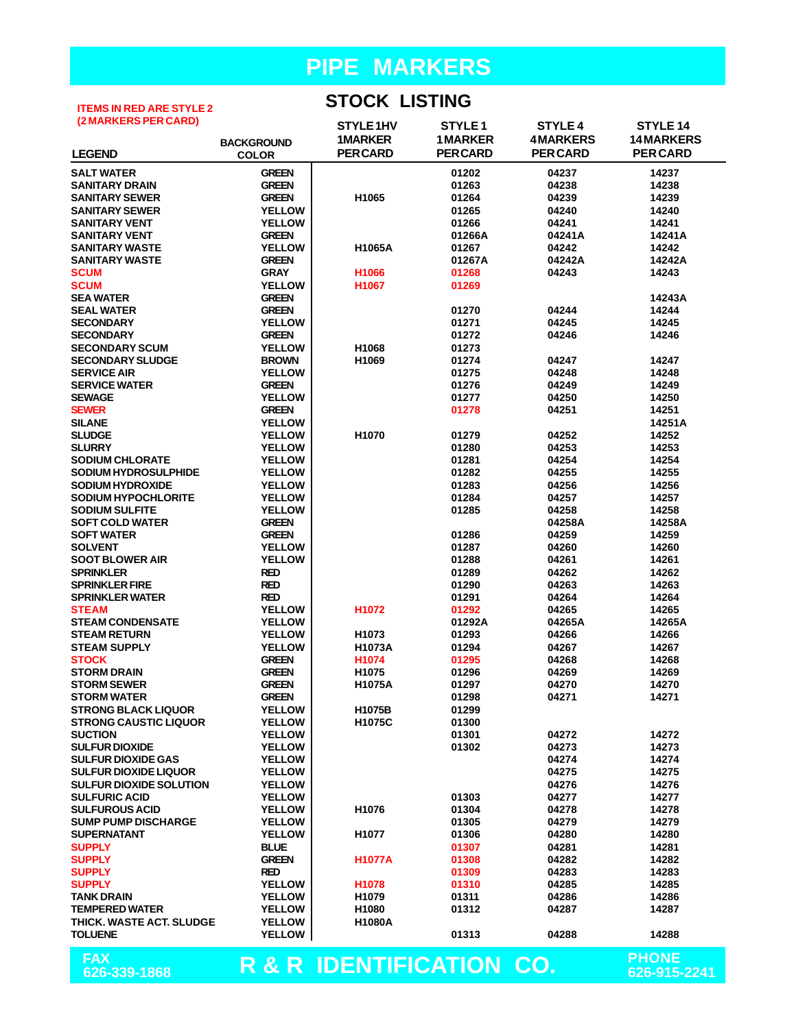# PIPE MARKERS

## STOCK LISTING

ITEMS IN RED ARE STYLE 2 (2 MARKERS PER CARD)

| LEGEND | BACKGROUND COLOR | STYLE 1HV 1MARKER PER CARD | STYLE 1 1MARKER PER CARD | STYLE 4 4MARKERS PER CARD | STYLE 14 14MARKERS PER CARD |
|---|---|---|---|---|---|
| SALT WATER | GREEN | | 01202 | 04237 | 14237 |
| SANITARY DRAIN | GREEN | | 01263 | 04238 | 14238 |
| SANITARY SEWER | GREEN | H1065 | 01264 | 04239 | 14239 |
| SANITARY SEWER | YELLOW | | 01265 | 04240 | 14240 |
| SANITARY VENT | YELLOW | | 01266 | 04241 | 14241 |
| SANITARY VENT | GREEN | | 01266A | 04241A | 14241A |
| SANITARY WASTE | YELLOW | H1065A | 01267 | 04242 | 14242 |
| SANITARY WASTE | GREEN | | 01267A | 04242A | 14242A |
| SCUM | GRAY | H1066 | 01268 | 04243 | 14243 |
| SCUM | YELLOW | H1067 | 01269 | | |
| SEA WATER | GREEN | | | | 14243A |
| SEAL WATER | GREEN | | 01270 | 04244 | 14244 |
| SECONDARY | YELLOW | | 01271 | 04245 | 14245 |
| SECONDARY | GREEN | | 01272 | 04246 | 14246 |
| SECONDARY SCUM | YELLOW | H1068 | 01273 | | |
| SECONDARY SLUDGE | BROWN | H1069 | 01274 | 04247 | 14247 |
| SERVICE AIR | YELLOW | | 01275 | 04248 | 14248 |
| SERVICE WATER | GREEN | | 01276 | 04249 | 14249 |
| SEWAGE | YELLOW | | 01277 | 04250 | 14250 |
| SEWER | GREEN | | 01278 | 04251 | 14251 |
| SILANE | YELLOW | | | | 14251A |
| SLUDGE | YELLOW | H1070 | 01279 | 04252 | 14252 |
| SLURRY | YELLOW | | 01280 | 04253 | 14253 |
| SODIUM CHLORATE | YELLOW | | 01281 | 04254 | 14254 |
| SODIUM HYDROSULPHIDE | YELLOW | | 01282 | 04255 | 14255 |
| SODIUM HYDROXIDE | YELLOW | | 01283 | 04256 | 14256 |
| SODIUM HYPOCHLORITE | YELLOW | | 01284 | 04257 | 14257 |
| SODIUM SULFITE | YELLOW | | 01285 | 04258 | 14258 |
| SOFT COLD WATER | GREEN | | | 04258A | 14258A |
| SOFT WATER | GREEN | | 01286 | 04259 | 14259 |
| SOLVENT | YELLOW | | 01287 | 04260 | 14260 |
| SOOT BLOWER AIR | YELLOW | | 01288 | 04261 | 14261 |
| SPRINKLER | RED | | 01289 | 04262 | 14262 |
| SPRINKLER FIRE | RED | | 01290 | 04263 | 14263 |
| SPRINKLER WATER | RED | | 01291 | 04264 | 14264 |
| STEAM | YELLOW | H1072 | 01292 | 04265 | 14265 |
| STEAM CONDENSATE | YELLOW | | 01292A | 04265A | 14265A |
| STEAM RETURN | YELLOW | H1073 | 01293 | 04266 | 14266 |
| STEAM SUPPLY | YELLOW | H1073A | 01294 | 04267 | 14267 |
| STOCK | GREEN | H1074 | 01295 | 04268 | 14268 |
| STORM DRAIN | GREEN | H1075 | 01296 | 04269 | 14269 |
| STORM SEWER | GREEN | H1075A | 01297 | 04270 | 14270 |
| STORM WATER | GREEN | | 01298 | 04271 | 14271 |
| STRONG BLACK LIQUOR | YELLOW | H1075B | 01299 | | |
| STRONG CAUSTIC LIQUOR | YELLOW | H1075C | 01300 | | |
| SUCTION | YELLOW | | 01301 | 04272 | 14272 |
| SULFUR DIOXIDE | YELLOW | | 01302 | 04273 | 14273 |
| SULFUR DIOXIDE GAS | YELLOW | | | 04274 | 14274 |
| SULFUR DIOXIDE LIQUOR | YELLOW | | | 04275 | 14275 |
| SULFUR DIOXIDE SOLUTION | YELLOW | | | 04276 | 14276 |
| SULFURIC ACID | YELLOW | | 01303 | 04277 | 14277 |
| SULFUROUS ACID | YELLOW | H1076 | 01304 | 04278 | 14278 |
| SUMP PUMP DISCHARGE | YELLOW | | 01305 | 04279 | 14279 |
| SUPERNATANT | YELLOW | H1077 | 01306 | 04280 | 14280 |
| SUPPLY | BLUE | | 01307 | 04281 | 14281 |
| SUPPLY | GREEN | H1077A | 01308 | 04282 | 14282 |
| SUPPLY | RED | | 01309 | 04283 | 14283 |
| SUPPLY | YELLOW | H1078 | 01310 | 04285 | 14285 |
| TANK DRAIN | YELLOW | H1079 | 01311 | 04286 | 14286 |
| TEMPERED WATER | YELLOW | H1080 | 01312 | 04287 | 14287 |
| THICK. WASTE ACT. SLUDGE | YELLOW | H1080A | | | |
| TOLUENE | YELLOW | | 01313 | 04288 | 14288 |

FAX 626-339-1868 **R & R IDENTIFICATION CO.** PHONE 626-915-2241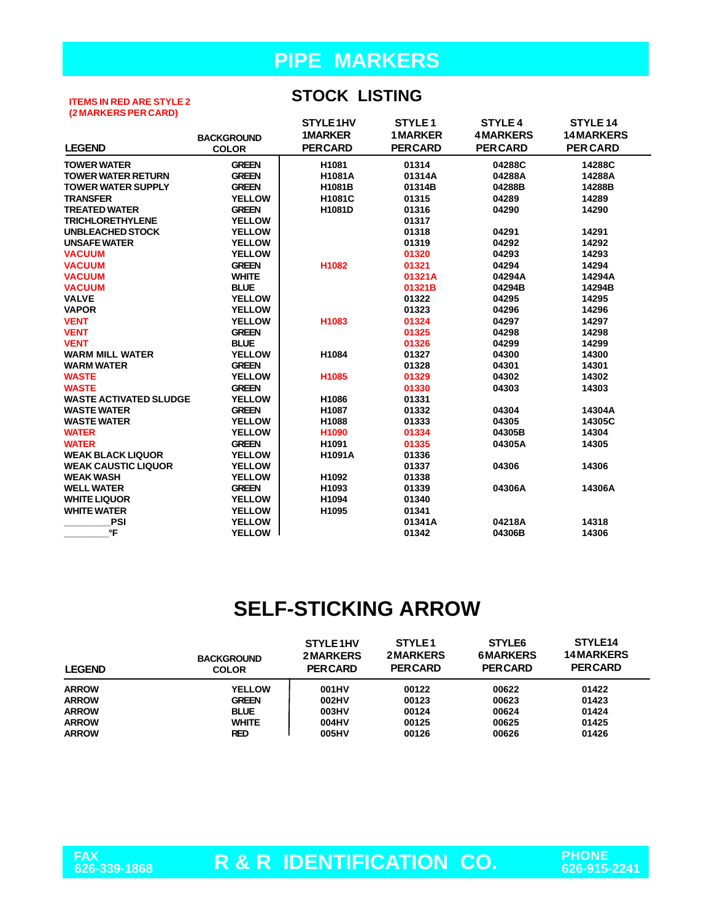# PIPE MARKERS

## STOCK LISTING

ITEMS IN RED ARE STYLE 2 (2 MARKERS PER CARD)

| LEGEND | BACKGROUND COLOR | STYLE 1HV 1MARKER PER CARD | STYLE 1 1 MARKER PER CARD | STYLE 4 4 MARKERS PER CARD | STYLE 14 14 MARKERS PER CARD |
|---|---|---|---|---|---|
| TOWER WATER | GREEN | H1081 | 01314 | 04288C | 14288C |
| TOWER WATER RETURN | GREEN | H1081A | 01314A | 04288A | 14288A |
| TOWER WATER SUPPLY | GREEN | H1081B | 01314B | 04288B | 14288B |
| TRANSFER | YELLOW | H1081C | 01315 | 04289 | 14289 |
| TREATED WATER | GREEN | H1081D | 01316 | 04290 | 14290 |
| TRICHLORETHYLENE | YELLOW | | 01317 | | |
| UNBLEACHED STOCK | YELLOW | | 01318 | 04291 | 14291 |
| UNSAFE WATER | YELLOW | | 01319 | 04292 | 14292 |
| VACUUM | YELLOW | | 01320 | 04293 | 14293 |
| VACUUM | GREEN | H1082 | 01321 | 04294 | 14294 |
| VACUUM | WHITE | | 01321A | 04294A | 14294A |
| VACUUM | BLUE | | 01321B | 04294B | 14294B |
| VALVE | YELLOW | | 01322 | 04295 | 14295 |
| VAPOR | YELLOW | | 01323 | 04296 | 14296 |
| VENT | YELLOW | H1083 | 01324 | 04297 | 14297 |
| VENT | GREEN | | 01325 | 04298 | 14298 |
| VENT | BLUE | | 01326 | 04299 | 14299 |
| WARM MILL WATER | YELLOW | H1084 | 01327 | 04300 | 14300 |
| WARM WATER | GREEN | | 01328 | 04301 | 14301 |
| WASTE | YELLOW | H1085 | 01329 | 04302 | 14302 |
| WASTE | GREEN | | 01330 | 04303 | 14303 |
| WASTE ACTIVATED SLUDGE | YELLOW | H1086 | 01331 | | |
| WASTE WATER | GREEN | H1087 | 01332 | 04304 | 14304A |
| WASTE WATER | YELLOW | H1088 | 01333 | 04305 | 14305C |
| WATER | YELLOW | H1090 | 01334 | 04305B | 14304 |
| WATER | GREEN | H1091 | 01335 | 04305A | 14305 |
| WEAK BLACK LIQUOR | YELLOW | H1091A | 01336 | | |
| WEAK CAUSTIC LIQUOR | YELLOW | | 01337 | 04306 | 14306 |
| WEAK WASH | YELLOW | H1092 | 01338 | | |
| WELL WATER | GREEN | H1093 | 01339 | 04306A | 14306A |
| WHITE LIQUOR | YELLOW | H1094 | 01340 | | |
| WHITE WATER | YELLOW | H1095 | 01341 | | |
| ________PSI | YELLOW | | 01341A | 04218A | 14318 |
| ________°F | YELLOW | | 01342 | 04306B | 14306 |

## SELF-STICKING ARROW

| LEGEND | BACKGROUND COLOR | STYLE 1HV 2 MARKERS PER CARD | STYLE 1 2 MARKERS PER CARD | STYLE 6 6 MARKERS PER CARD | STYLE 14 14 MARKERS PER CARD |
|---|---|---|---|---|---|
| ARROW | YELLOW | 001HV | 00122 | 00622 | 01422 |
| ARROW | GREEN | 002HV | 00123 | 00623 | 01423 |
| ARROW | BLUE | 003HV | 00124 | 00624 | 01424 |
| ARROW | WHITE | 004HV | 00125 | 00625 | 01425 |
| ARROW | RED | 005HV | 00126 | 00626 | 01426 |

FAX 626-339-1868 R & R IDENTIFICATION CO. PHONE 626-915-2241